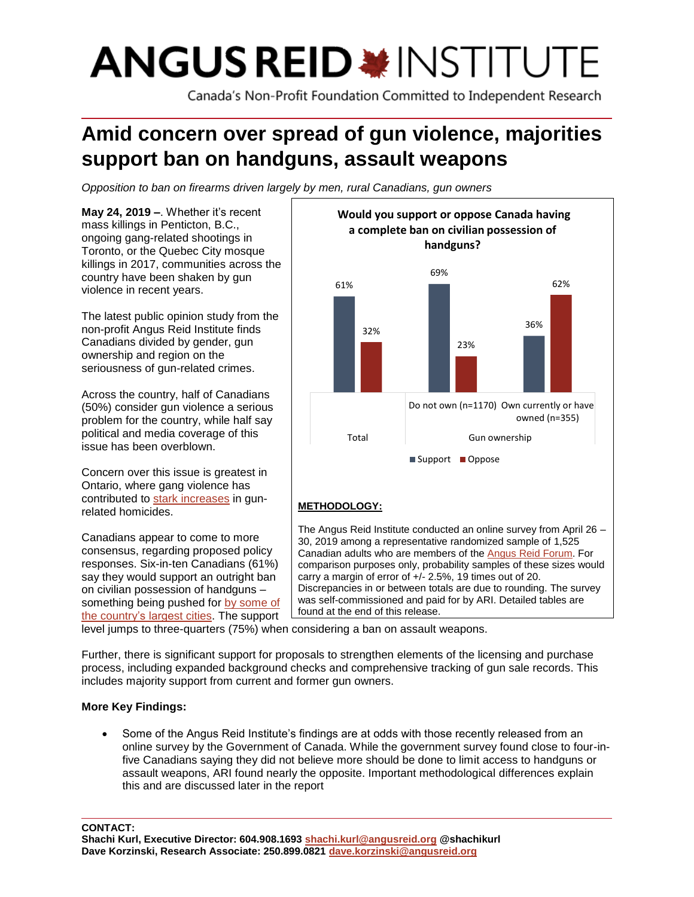# ANGUS REID INSTITUTE

Canada's Non-Profit Foundation Committed to Independent Research

## Amid concern over spread of gun violence, majorities support ban on handguns, assault weapons

*Opposition to ban on firearms driven largely by men, rural Canadians, gun owners*

**May 24, 2019 –**. Whether it's recent mass killings in Penticton, B.C., ongoing gang-related shootings in Toronto, or the Quebec City mosque killings in 2017, communities across the country have been shaken by gun violence in recent years.

The latest public opinion study from the non-profit Angus Reid Institute finds Canadians divided by gender, gun ownership and region on the seriousness of gun-related crimes.

Across the country, half of Canadians (50%) consider gun violence a serious problem for the country, while half say political and media coverage of this issue has been overblown.

Concern over this issue is greatest in Ontario, where gang violence has contributed to stark increases in gun-related homicides.

Canadians appear to come to more consensus, regarding proposed policy responses. Six-in-ten Canadians (61%) say they would support an outright ban on civilian possession of handguns – something being pushed for by some of the country's largest cities. The support level jumps to three-quarters (75%) when considering a ban on assault weapons.

**Would you support or oppose Canada having a complete ban on civilian possession of handguns?**

| | Total | Gun ownership: Do not own (n=1170) | Gun ownership: Own currently or have owned (n=355) |
|---|---|---|---|
| Support | 61% | 69% | 36% |
| Oppose | 32% | 23% | 62% |

**METHODOLOGY:**

The Angus Reid Institute conducted an online survey from April 26 – 30, 2019 among a representative randomized sample of 1,525 Canadian adults who are members of the Angus Reid Forum. For comparison purposes only, probability samples of these sizes would carry a margin of error of +/- 2.5%, 19 times out of 20. Discrepancies in or between totals are due to rounding. The survey was self-commissioned and paid for by ARI. Detailed tables are found at the end of this release.

Further, there is significant support for proposals to strengthen elements of the licensing and purchase process, including expanded background checks and comprehensive tracking of gun sale records. This includes majority support from current and former gun owners.

**More Key Findings:**

- Some of the Angus Reid Institute's findings are at odds with those recently released from an online survey by the Government of Canada. While the government survey found close to four-in-five Canadians saying they did not believe more should be done to limit access to handguns or assault weapons, ARI found nearly the opposite. Important methodological differences explain this and are discussed later in the report

**CONTACT:**
**Shachi Kurl, Executive Director: 604.908.1693 shachi.kurl@angusreid.org @shachikurl**
**Dave Korzinski, Research Associate: 250.899.0821 dave.korzinski@angusreid.org**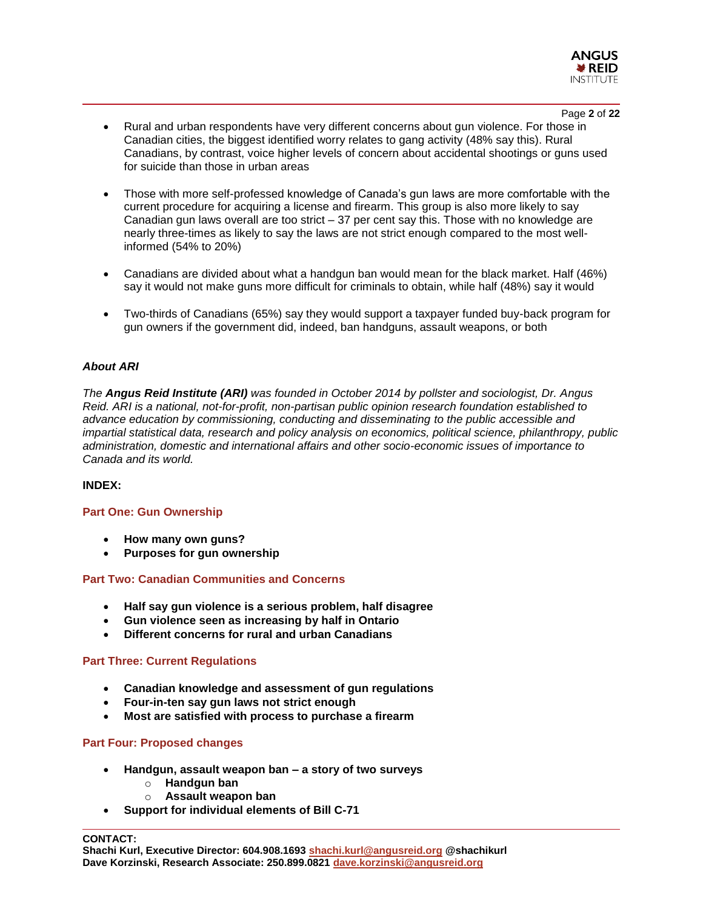- Rural and urban respondents have very different concerns about gun violence. For those in Canadian cities, the biggest identified worry relates to gang activity (48% say this). Rural Canadians, by contrast, voice higher levels of concern about accidental shootings or guns used for suicide than those in urban areas

- Those with more self-professed knowledge of Canada's gun laws are more comfortable with the current procedure for acquiring a license and firearm. This group is also more likely to say Canadian gun laws overall are too strict – 37 per cent say this. Those with no knowledge are nearly three-times as likely to say the laws are not strict enough compared to the most well-informed (54% to 20%)

- Canadians are divided about what a handgun ban would mean for the black market. Half (46%) say it would not make guns more difficult for criminals to obtain, while half (48%) say it would

- Two-thirds of Canadians (65%) say they would support a taxpayer funded buy-back program for gun owners if the government did, indeed, ban handguns, assault weapons, or both

***About ARI***

*The **Angus Reid Institute (ARI)** was founded in October 2014 by pollster and sociologist, Dr. Angus Reid. ARI is a national, not-for-profit, non-partisan public opinion research foundation established to advance education by commissioning, conducting and disseminating to the public accessible and impartial statistical data, research and policy analysis on economics, political science, philanthropy, public administration, domestic and international affairs and other socio-economic issues of importance to Canada and its world.*

**INDEX:**

**Part One: Gun Ownership**

- **How many own guns?**
- **Purposes for gun ownership**

**Part Two: Canadian Communities and Concerns**

- **Half say gun violence is a serious problem, half disagree**
- **Gun violence seen as increasing by half in Ontario**
- **Different concerns for rural and urban Canadians**

**Part Three: Current Regulations**

- **Canadian knowledge and assessment of gun regulations**
- **Four-in-ten say gun laws not strict enough**
- **Most are satisfied with process to purchase a firearm**

**Part Four: Proposed changes**

- **Handgun, assault weapon ban – a story of two surveys**
    - **Handgun ban**
    - **Assault weapon ban**
- **Support for individual elements of Bill C-71**

**CONTACT:**
**Shachi Kurl, Executive Director: 604.908.1693 shachi.kurl@angusreid.org @shachikurl**
**Dave Korzinski, Research Associate: 250.899.0821 dave.korzinski@angusreid.org**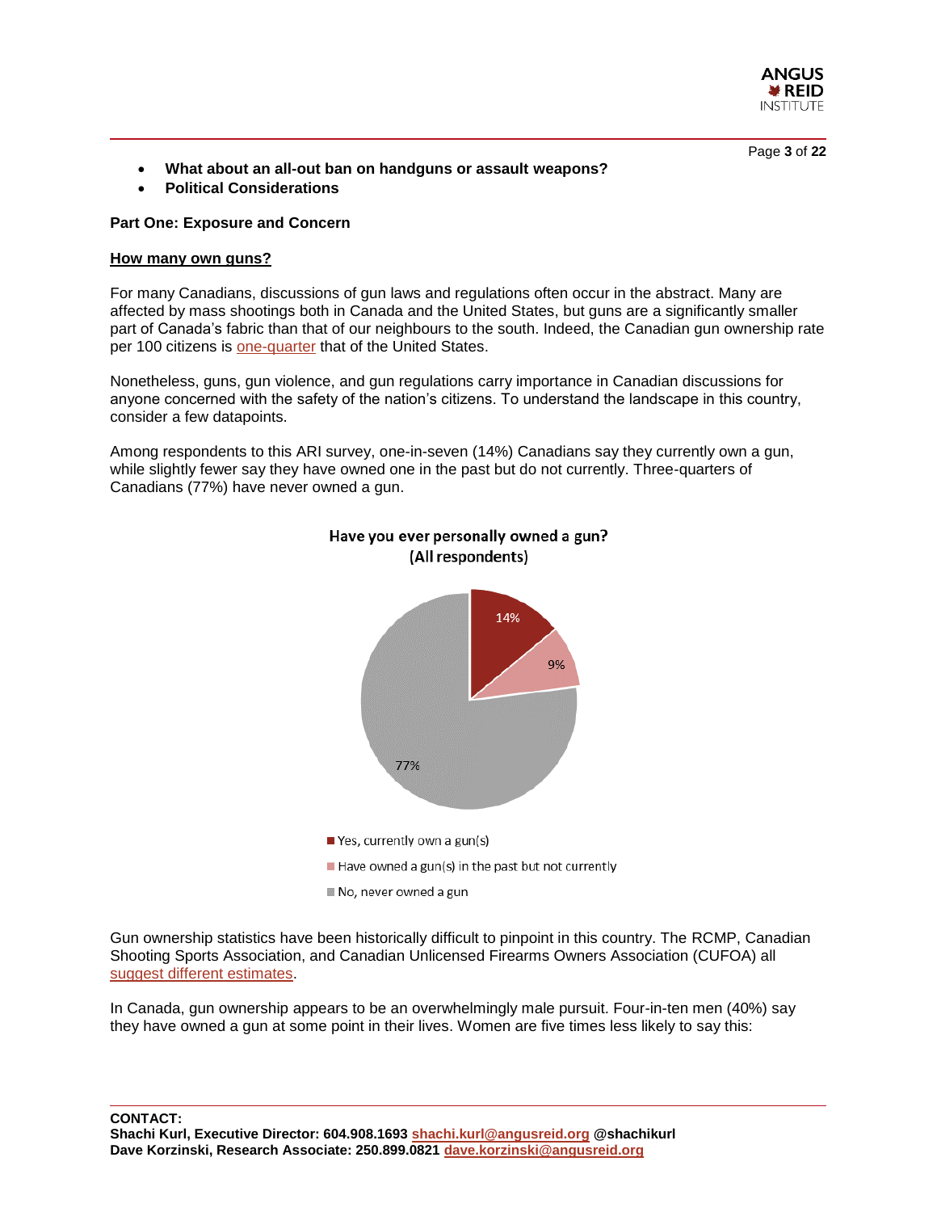- **What about an all-out ban on handguns or assault weapons?**
- **Political Considerations**

**Part One: Exposure and Concern**

**How many own guns?**

For many Canadians, discussions of gun laws and regulations often occur in the abstract. Many are affected by mass shootings both in Canada and the United States, but guns are a significantly smaller part of Canada's fabric than that of our neighbours to the south. Indeed, the Canadian gun ownership rate per 100 citizens is one-quarter that of the United States.

Nonetheless, guns, gun violence, and gun regulations carry importance in Canadian discussions for anyone concerned with the safety of the nation's citizens. To understand the landscape in this country, consider a few datapoints.

Among respondents to this ARI survey, one-in-seven (14%) Canadians say they currently own a gun, while slightly fewer say they have owned one in the past but do not currently. Three-quarters of Canadians (77%) have never owned a gun.

**Have you ever personally owned a gun? (All respondents)**

| Response | % |
|---|---|
| Yes, currently own a gun(s) | 14% |
| Have owned a gun(s) in the past but not currently | 9% |
| No, never owned a gun | 77% |

Gun ownership statistics have been historically difficult to pinpoint in this country. The RCMP, Canadian Shooting Sports Association, and Canadian Unlicensed Firearms Owners Association (CUFOA) all suggest different estimates.

In Canada, gun ownership appears to be an overwhelmingly male pursuit. Four-in-ten men (40%) say they have owned a gun at some point in their lives. Women are five times less likely to say this:

**CONTACT:**
**Shachi Kurl, Executive Director: 604.908.1693 shachi.kurl@angusreid.org @shachikurl**
**Dave Korzinski, Research Associate: 250.899.0821 dave.korzinski@angusreid.org**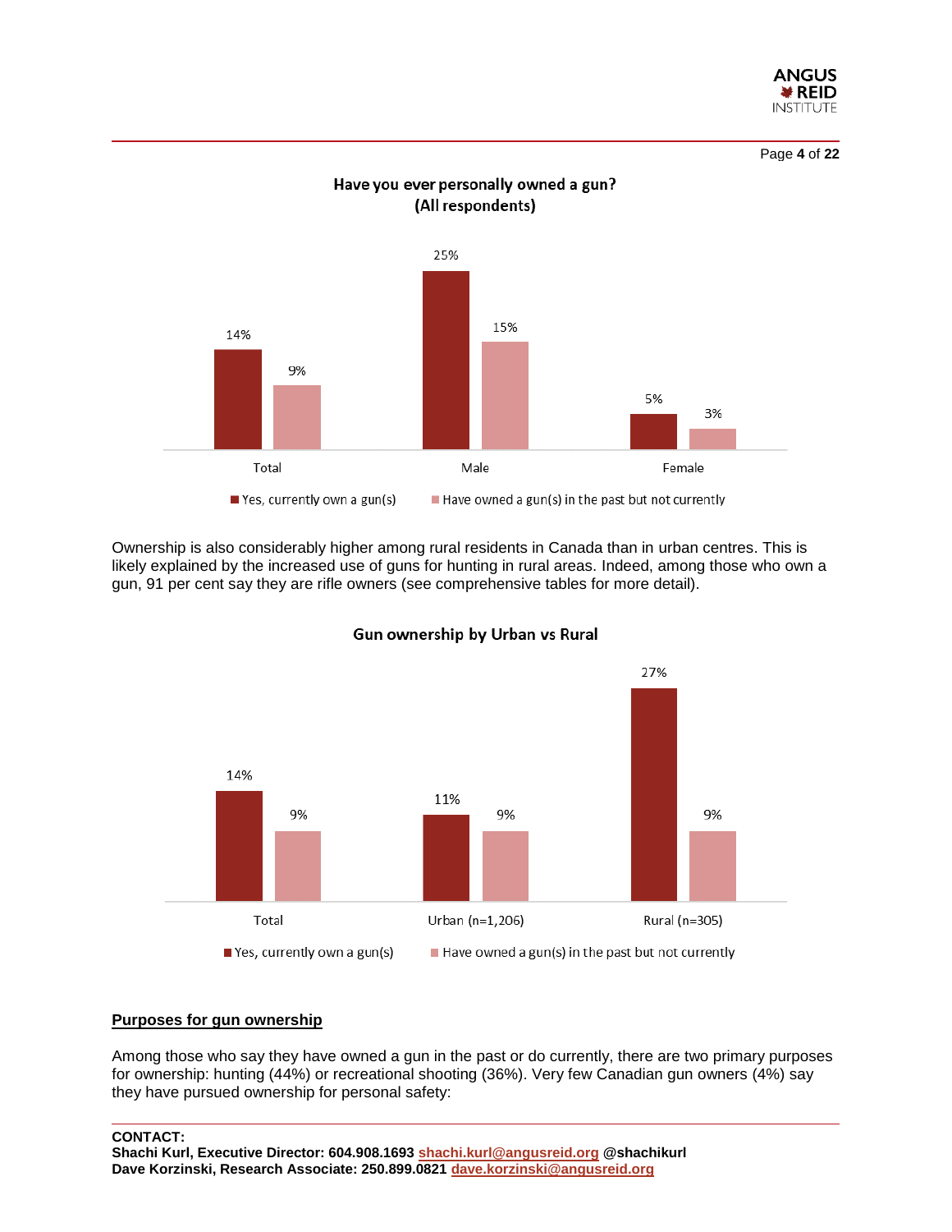**Have you ever personally owned a gun?**
**(All respondents)**

| | Yes, currently own a gun(s) | Have owned a gun(s) in the past but not currently |
|---|---|---|
| Total | 14% | 9% |
| Male | 25% | 15% |
| Female | 5% | 3% |

Ownership is also considerably higher among rural residents in Canada than in urban centres. This is likely explained by the increased use of guns for hunting in rural areas. Indeed, among those who own a gun, 91 per cent say they are rifle owners (see comprehensive tables for more detail).

**Gun ownership by Urban vs Rural**

| | Yes, currently own a gun(s) | Have owned a gun(s) in the past but not currently |
|---|---|---|
| Total | 14% | 9% |
| Urban (n=1,206) | 11% | 9% |
| Rural (n=305) | 27% | 9% |

## Purposes for gun ownership

Among those who say they have owned a gun in the past or do currently, there are two primary purposes for ownership: hunting (44%) or recreational shooting (36%). Very few Canadian gun owners (4%) say they have pursued ownership for personal safety:

**CONTACT:**
**Shachi Kurl, Executive Director: 604.908.1693 shachi.kurl@angusreid.org @shachikurl**
**Dave Korzinski, Research Associate: 250.899.0821 dave.korzinski@angusreid.org**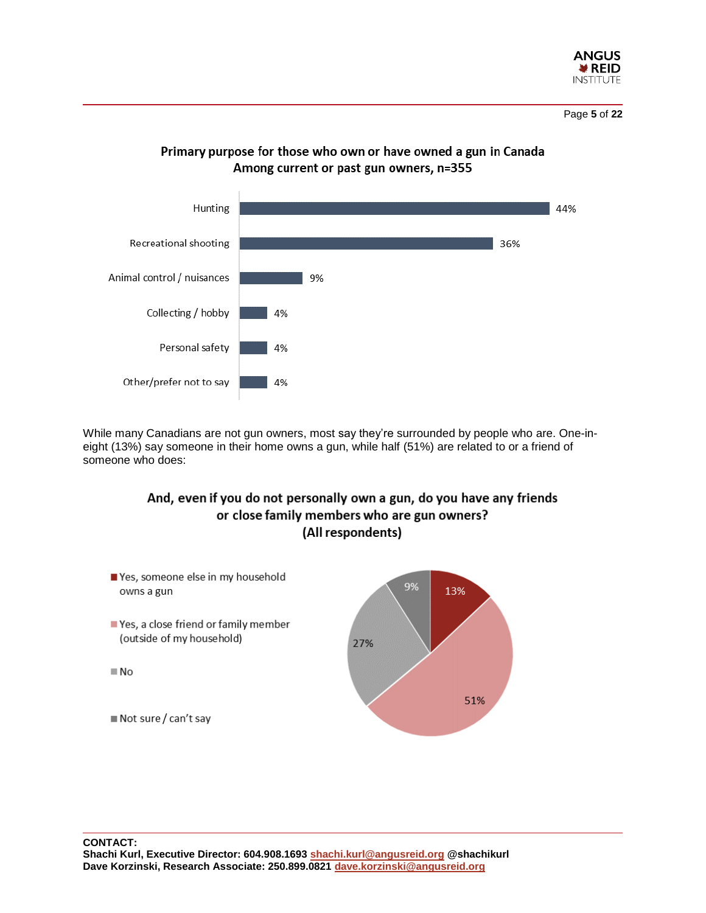**Primary purpose for those who own or have owned a gun in Canada**
**Among current or past gun owners, n=355**

| Purpose | % |
|---|---|
| Hunting | 44% |
| Recreational shooting | 36% |
| Animal control / nuisances | 9% |
| Collecting / hobby | 4% |
| Personal safety | 4% |
| Other/prefer not to say | 4% |

While many Canadians are not gun owners, most say they're surrounded by people who are. One-in-eight (13%) say someone in their home owns a gun, while half (51%) are related to or a friend of someone who does:

**And, even if you do not personally own a gun, do you have any friends or close family members who are gun owners?**
**(All respondents)**

| Response | % |
|---|---|
| Yes, someone else in my household owns a gun | 13% |
| Yes, a close friend or family member (outside of my household) | 51% |
| No | 27% |
| Not sure / can't say | 9% |

**CONTACT:**
**Shachi Kurl, Executive Director: 604.908.1693 shachi.kurl@angusreid.org @shachikurl**
**Dave Korzinski, Research Associate: 250.899.0821 dave.korzinski@angusreid.org**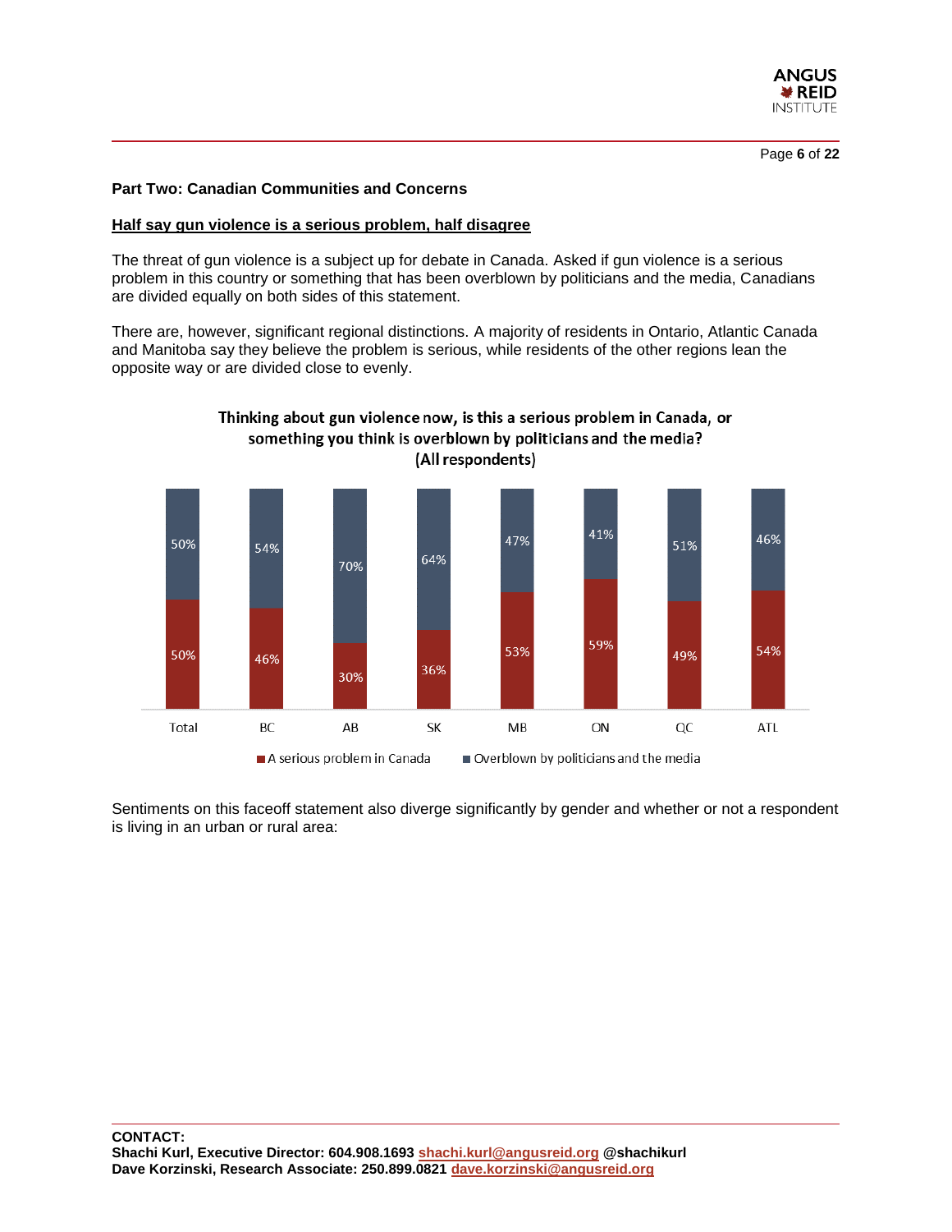## Part Two: Canadian Communities and Concerns

### Half say gun violence is a serious problem, half disagree

The threat of gun violence is a subject up for debate in Canada. Asked if gun violence is a serious problem in this country or something that has been overblown by politicians and the media, Canadians are divided equally on both sides of this statement.

There are, however, significant regional distinctions. A majority of residents in Ontario, Atlantic Canada and Manitoba say they believe the problem is serious, while residents of the other regions lean the opposite way or are divided close to evenly.

**Thinking about gun violence now, is this a serious problem in Canada, or something you think is overblown by politicians and the media? (All respondents)**

| | Total | BC | AB | SK | MB | ON | QC | ATL |
|---|---|---|---|---|---|---|---|---|
| A serious problem in Canada | 50% | 46% | 30% | 36% | 53% | 59% | 49% | 54% |
| Overblown by politicians and the media | 50% | 54% | 70% | 64% | 47% | 41% | 51% | 46% |

Sentiments on this faceoff statement also diverge significantly by gender and whether or not a respondent is living in an urban or rural area:

**CONTACT:**
**Shachi Kurl, Executive Director: 604.908.1693 shachi.kurl@angusreid.org @shachikurl**
**Dave Korzinski, Research Associate: 250.899.0821 dave.korzinski@angusreid.org**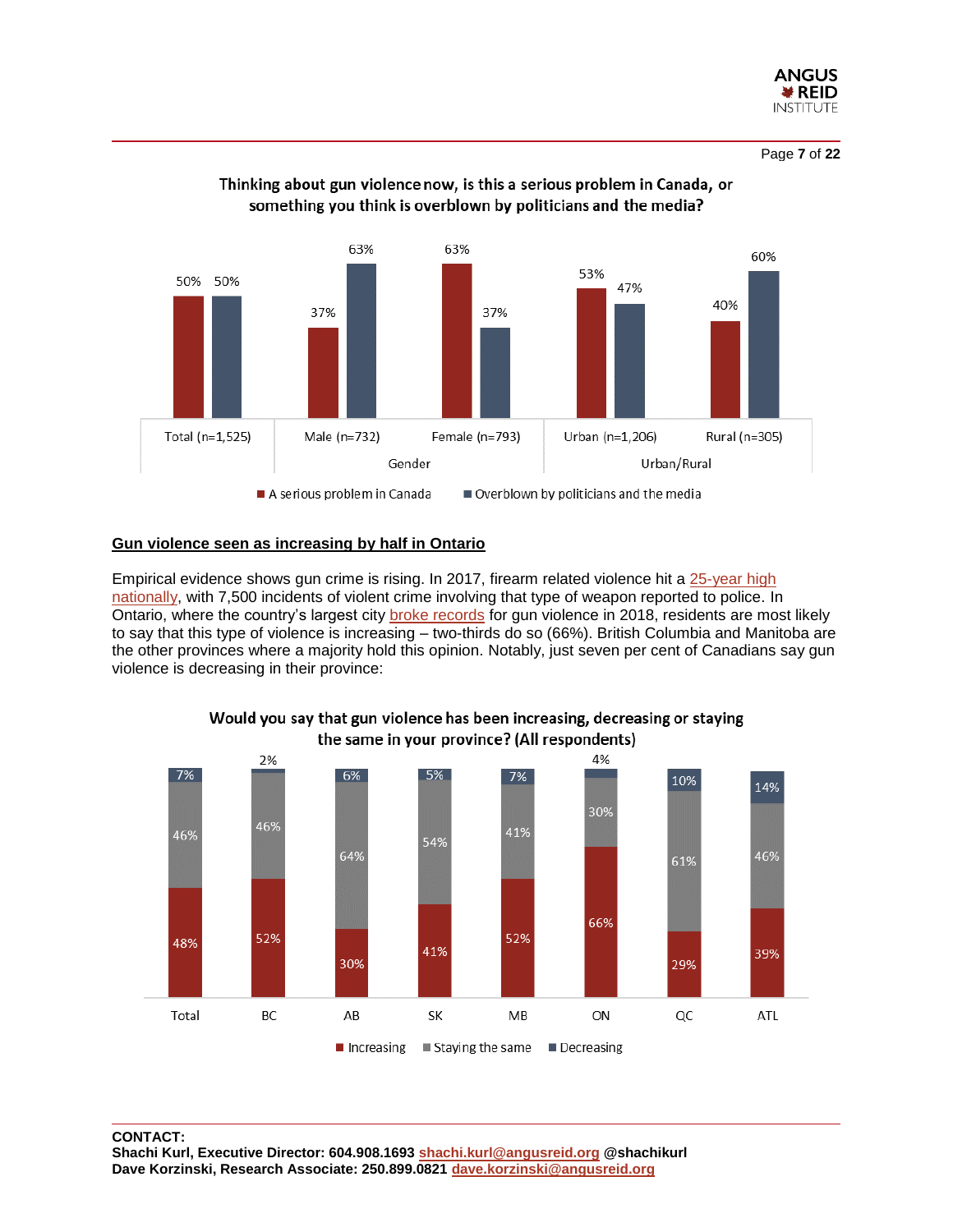**Thinking about gun violence now, is this a serious problem in Canada, or something you think is overblown by politicians and the media?**

| | Total (n=1,525) | Male (n=732) | Female (n=793) | Urban (n=1,206) | Rural (n=305) |
|---|---|---|---|---|---|
| | | Gender | | Urban/Rural | |
| A serious problem in Canada | 50% | 37% | 63% | 53% | 40% |
| Overblown by politicians and the media | 50% | 63% | 37% | 47% | 60% |

## Gun violence seen as increasing by half in Ontario

Empirical evidence shows gun crime is rising. In 2017, firearm related violence hit a 25-year high nationally, with 7,500 incidents of violent crime involving that type of weapon reported to police. In Ontario, where the country's largest city broke records for gun violence in 2018, residents are most likely to say that this type of violence is increasing – two-thirds do so (66%). British Columbia and Manitoba are the other provinces where a majority hold this opinion. Notably, just seven per cent of Canadians say gun violence is decreasing in their province:

**Would you say that gun violence has been increasing, decreasing or staying the same in your province? (All respondents)**

| | Total | BC | AB | SK | MB | ON | QC | ATL |
|---|---|---|---|---|---|---|---|---|
| Increasing | 48% | 52% | 30% | 41% | 52% | 66% | 29% | 39% |
| Staying the same | 46% | 46% | 64% | 54% | 41% | 30% | 61% | 46% |
| Decreasing | 7% | 2% | 6% | 5% | 7% | 4% | 10% | 14% |

**CONTACT:**
**Shachi Kurl, Executive Director: 604.908.1693 shachi.kurl@angusreid.org @shachikurl**
**Dave Korzinski, Research Associate: 250.899.0821 dave.korzinski@angusreid.org**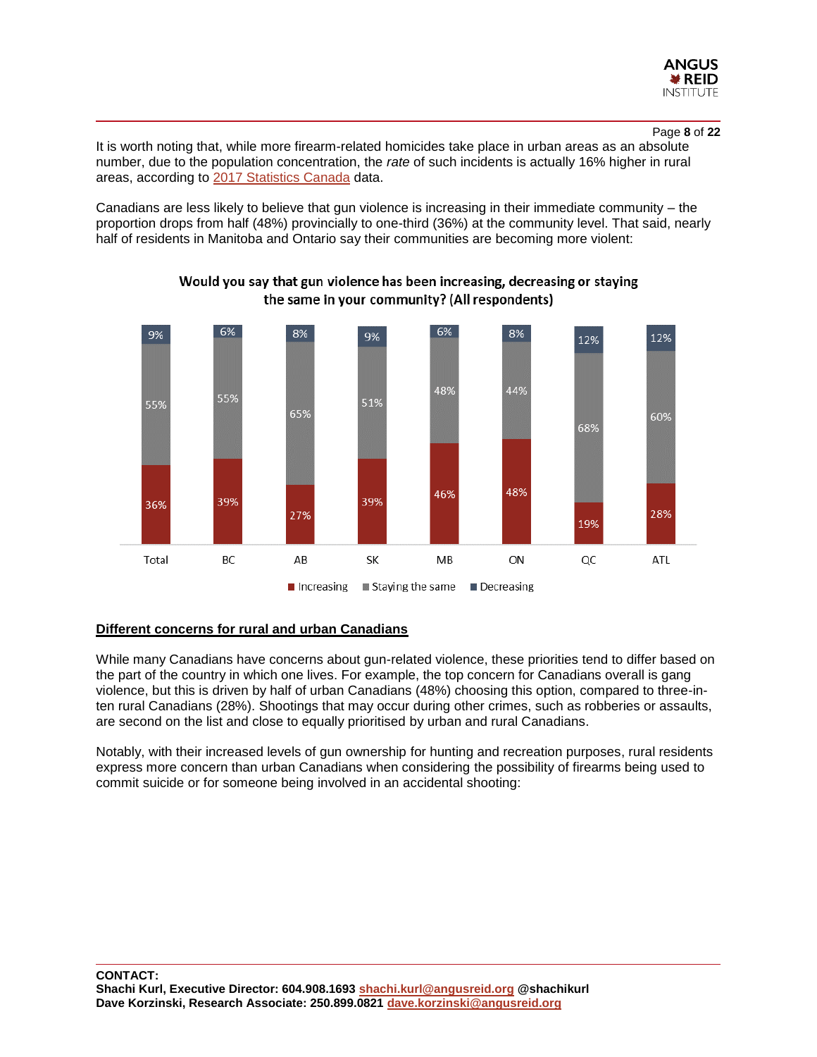It is worth noting that, while more firearm-related homicides take place in urban areas as an absolute number, due to the population concentration, the *rate* of such incidents is actually 16% higher in rural areas, according to [2017 Statistics Canada](#) data.

Canadians are less likely to believe that gun violence is increasing in their immediate community – the proportion drops from half (48%) provincially to one-third (36%) at the community level. That said, nearly half of residents in Manitoba and Ontario say their communities are becoming more violent:

**Would you say that gun violence has been increasing, decreasing or staying the same in your community? (All respondents)**

| | Total | BC | AB | SK | MB | ON | QC | ATL |
|---|---|---|---|---|---|---|---|---|
| Increasing | 36% | 39% | 27% | 39% | 46% | 48% | 19% | 28% |
| Staying the same | 55% | 55% | 65% | 51% | 48% | 44% | 68% | 60% |
| Decreasing | 9% | 6% | 8% | 9% | 6% | 8% | 12% | 12% |

**<u>Different concerns for rural and urban Canadians</u>**

While many Canadians have concerns about gun-related violence, these priorities tend to differ based on the part of the country in which one lives. For example, the top concern for Canadians overall is gang violence, but this is driven by half of urban Canadians (48%) choosing this option, compared to three-in-ten rural Canadians (28%). Shootings that may occur during other crimes, such as robberies or assaults, are second on the list and close to equally prioritised by urban and rural Canadians.

Notably, with their increased levels of gun ownership for hunting and recreation purposes, rural residents express more concern than urban Canadians when considering the possibility of firearms being used to commit suicide or for someone being involved in an accidental shooting: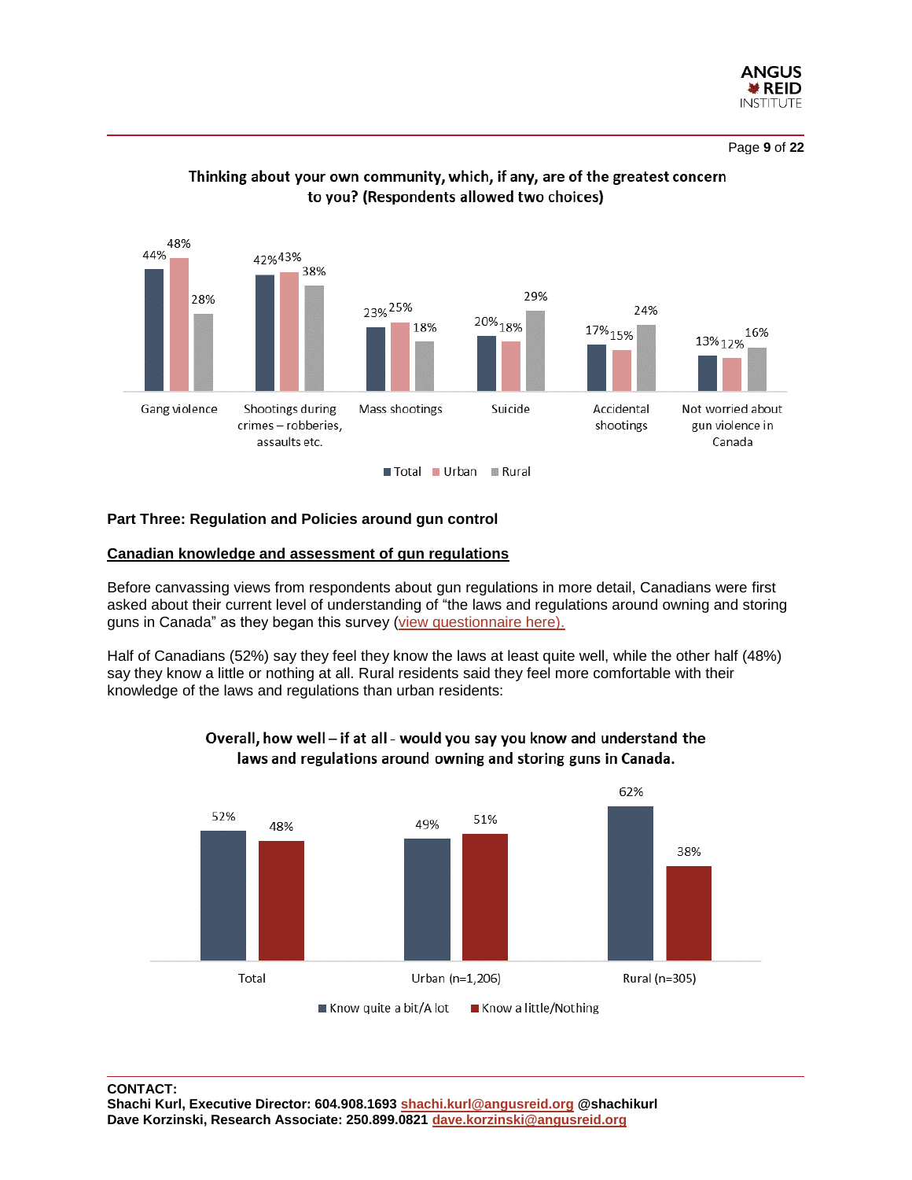**Thinking about your own community, which, if any, are of the greatest concern to you? (Respondents allowed two choices)**

| | Total | Urban | Rural |
|---|---|---|---|
| Gang violence | 44% | 48% | 28% |
| Shootings during crimes – robberies, assaults etc. | 42% | 43% | 38% |
| Mass shootings | 23% | 25% | 18% |
| Suicide | 20% | 18% | 29% |
| Accidental shootings | 17% | 15% | 24% |
| Not worried about gun violence in Canada | 13% | 12% | 16% |

## Part Three: Regulation and Policies around gun control

### Canadian knowledge and assessment of gun regulations

Before canvassing views from respondents about gun regulations in more detail, Canadians were first asked about their current level of understanding of "the laws and regulations around owning and storing guns in Canada" as they began this survey (view questionnaire here).

Half of Canadians (52%) say they feel they know the laws at least quite well, while the other half (48%) say they know a little or nothing at all. Rural residents said they feel more comfortable with their knowledge of the laws and regulations than urban residents:

**Overall, how well – if at all - would you say you know and understand the laws and regulations around owning and storing guns in Canada.**

| | Know quite a bit/A lot | Know a little/Nothing |
|---|---|---|
| Total | 52% | 48% |
| Urban (n=1,206) | 49% | 51% |
| Rural (n=305) | 62% | 38% |

**CONTACT:**
**Shachi Kurl, Executive Director: 604.908.1693 shachi.kurl@angusreid.org @shachikurl**
**Dave Korzinski, Research Associate: 250.899.0821 dave.korzinski@angusreid.org**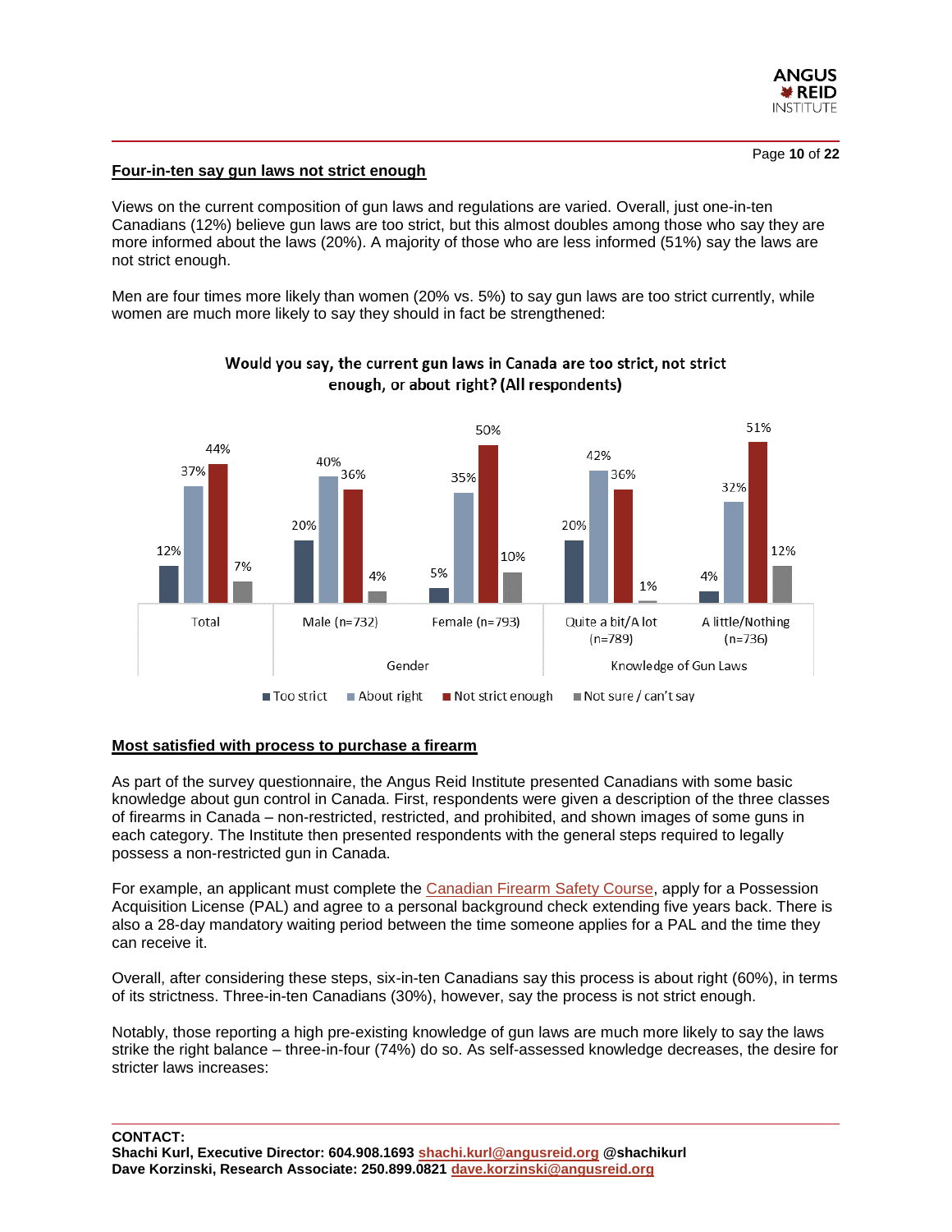## Four-in-ten say gun laws not strict enough

Views on the current composition of gun laws and regulations are varied. Overall, just one-in-ten Canadians (12%) believe gun laws are too strict, but this almost doubles among those who say they are more informed about the laws (20%). A majority of those who are less informed (51%) say the laws are not strict enough.

Men are four times more likely than women (20% vs. 5%) to say gun laws are too strict currently, while women are much more likely to say they should in fact be strengthened:

**Would you say, the current gun laws in Canada are too strict, not strict enough, or about right? (All respondents)**

| | Total | Gender: Male (n=732) | Gender: Female (n=793) | Knowledge of Gun Laws: Quite a bit/A lot (n=789) | Knowledge of Gun Laws: A little/Nothing (n=736) |
|---|---|---|---|---|---|
| Too strict | 12% | 20% | 5% | 20% | 4% |
| About right | 37% | 40% | 35% | 42% | 32% |
| Not strict enough | 44% | 36% | 50% | 36% | 51% |
| Not sure / can't say | 7% | 4% | 10% | 1% | 12% |

## Most satisfied with process to purchase a firearm

As part of the survey questionnaire, the Angus Reid Institute presented Canadians with some basic knowledge about gun control in Canada. First, respondents were given a description of the three classes of firearms in Canada – non-restricted, restricted, and prohibited, and shown images of some guns in each category. The Institute then presented respondents with the general steps required to legally possess a non-restricted gun in Canada.

For example, an applicant must complete the Canadian Firearm Safety Course, apply for a Possession Acquisition License (PAL) and agree to a personal background check extending five years back. There is also a 28-day mandatory waiting period between the time someone applies for a PAL and the time they can receive it.

Overall, after considering these steps, six-in-ten Canadians say this process is about right (60%), in terms of its strictness. Three-in-ten Canadians (30%), however, say the process is not strict enough.

Notably, those reporting a high pre-existing knowledge of gun laws are much more likely to say the laws strike the right balance – three-in-four (74%) do so. As self-assessed knowledge decreases, the desire for stricter laws increases:

**CONTACT:**
**Shachi Kurl, Executive Director: 604.908.1693 shachi.kurl@angusreid.org @shachikurl**
**Dave Korzinski, Research Associate: 250.899.0821 dave.korzinski@angusreid.org**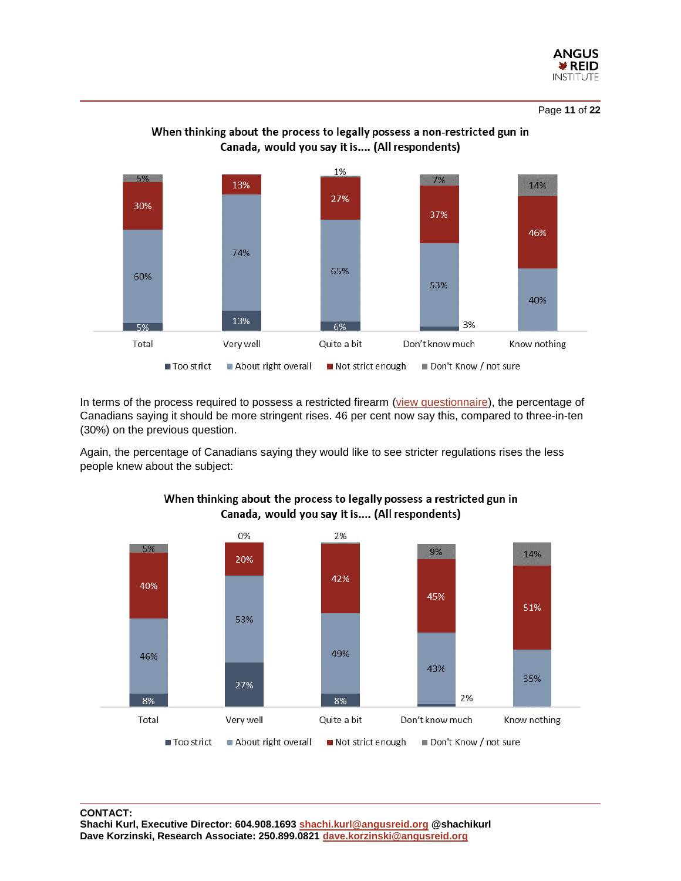**When thinking about the process to legally possess a non-restricted gun in Canada, would you say it is.... (All respondents)**

| | Total | Very well | Quite a bit | Don't know much | Know nothing |
|---|---|---|---|---|---|
| Too strict | 5% | 13% | 6% | 3% | |
| About right overall | 60% | 74% | 65% | 53% | 40% |
| Not strict enough | 30% | 13% | 27% | 37% | 46% |
| Don't Know / not sure | 5% | | 1% | 7% | 14% |

In terms of the process required to possess a restricted firearm (view questionnaire), the percentage of Canadians saying it should be more stringent rises. 46 per cent now say this, compared to three-in-ten (30%) on the previous question.

Again, the percentage of Canadians saying they would like to see stricter regulations rises the less people knew about the subject:

**When thinking about the process to legally possess a restricted gun in Canada, would you say it is.... (All respondents)**

| | Total | Very well | Quite a bit | Don't know much | Know nothing |
|---|---|---|---|---|---|
| Too strict | 8% | 27% | 8% | 2% | |
| About right overall | 46% | 53% | 49% | 43% | 35% |
| Not strict enough | 40% | 20% | 42% | 45% | 51% |
| Don't Know / not sure | 5% | 0% | 2% | 9% | 14% |

**CONTACT:**
**Shachi Kurl, Executive Director: 604.908.1693 shachi.kurl@angusreid.org @shachikurl**
**Dave Korzinski, Research Associate: 250.899.0821 dave.korzinski@angusreid.org**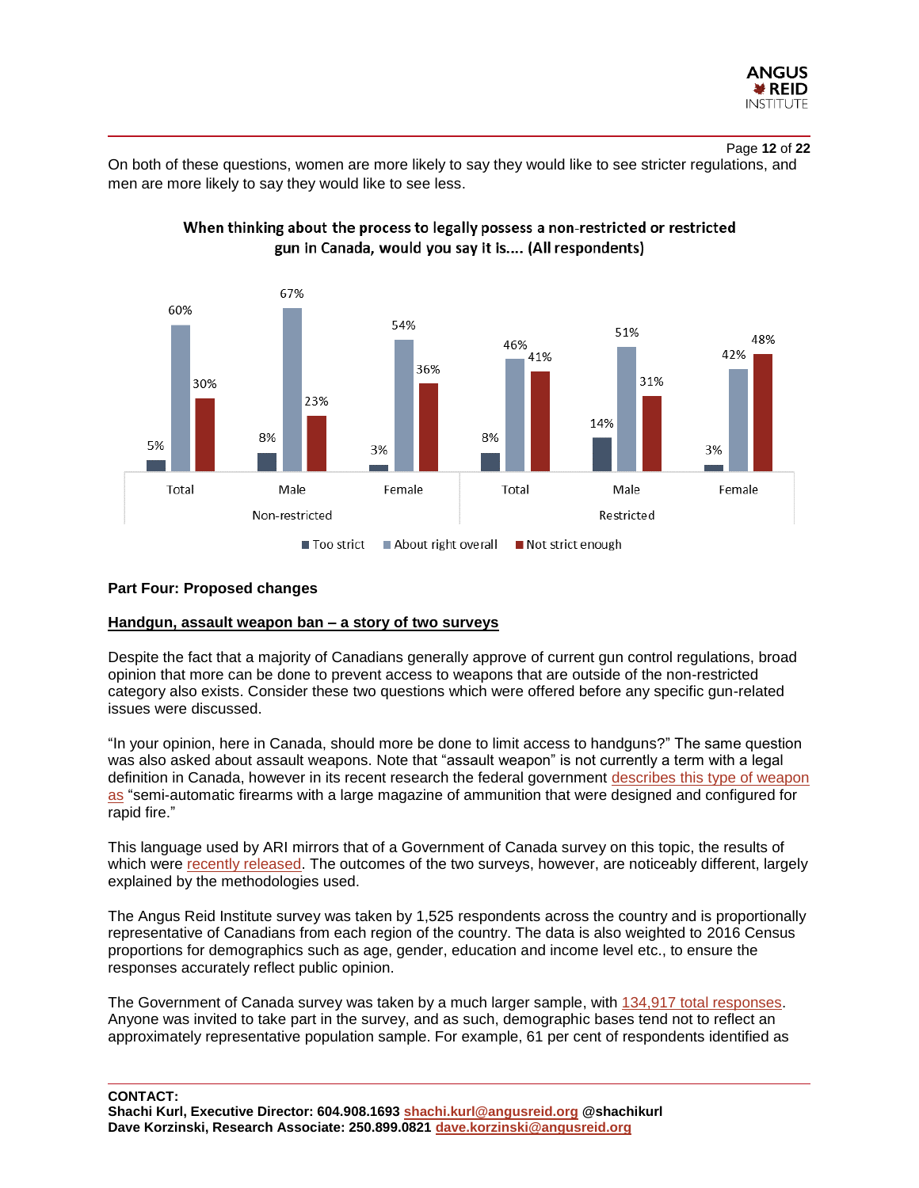On both of these questions, women are more likely to say they would like to see stricter regulations, and men are more likely to say they would like to see less.

**When thinking about the process to legally possess a non-restricted or restricted gun in Canada, would you say it is…. (All respondents)**

| | Non-restricted | | | Restricted | | |
|---|---|---|---|---|---|---|
| | Total | Male | Female | Total | Male | Female |
| Too strict | 5% | 8% | 3% | 8% | 14% | 3% |
| About right overall | 60% | 67% | 54% | 46% | 51% | 42% |
| Not strict enough | 30% | 23% | 36% | 41% | 31% | 48% |

**Part Four: Proposed changes**

**Handgun, assault weapon ban – a story of two surveys**

Despite the fact that a majority of Canadians generally approve of current gun control regulations, broad opinion that more can be done to prevent access to weapons that are outside of the non-restricted category also exists. Consider these two questions which were offered before any specific gun-related issues were discussed.

"In your opinion, here in Canada, should more be done to limit access to handguns?" The same question was also asked about assault weapons. Note that "assault weapon" is not currently a term with a legal definition in Canada, however in its recent research the federal government describes this type of weapon as "semi-automatic firearms with a large magazine of ammunition that were designed and configured for rapid fire."

This language used by ARI mirrors that of a Government of Canada survey on this topic, the results of which were recently released. The outcomes of the two surveys, however, are noticeably different, largely explained by the methodologies used.

The Angus Reid Institute survey was taken by 1,525 respondents across the country and is proportionally representative of Canadians from each region of the country. The data is also weighted to 2016 Census proportions for demographics such as age, gender, education and income level etc., to ensure the responses accurately reflect public opinion.

The Government of Canada survey was taken by a much larger sample, with 134,917 total responses. Anyone was invited to take part in the survey, and as such, demographic bases tend not to reflect an approximately representative population sample. For example, 61 per cent of respondents identified as

**CONTACT:**
**Shachi Kurl, Executive Director: 604.908.1693 shachi.kurl@angusreid.org @shachikurl**
**Dave Korzinski, Research Associate: 250.899.0821 dave.korzinski@angusreid.org**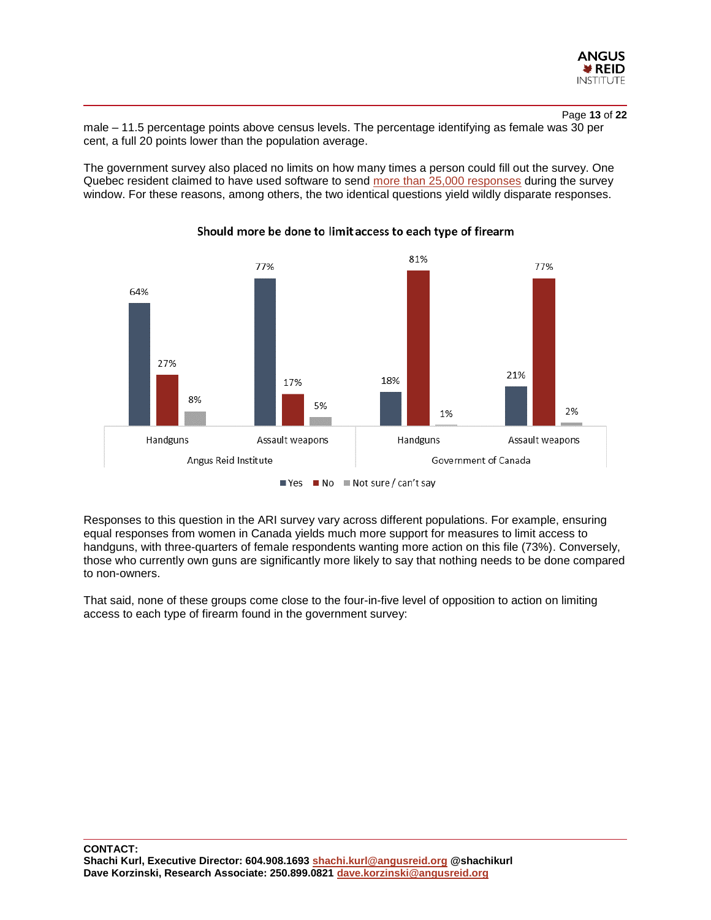male – 11.5 percentage points above census levels. The percentage identifying as female was 30 per cent, a full 20 points lower than the population average.

The government survey also placed no limits on how many times a person could fill out the survey. One Quebec resident claimed to have used software to send more than 25,000 responses during the survey window. For these reasons, among others, the two identical questions yield wildly disparate responses.

**Should more be done to limit access to each type of firearm**

| | Angus Reid Institute | | Government of Canada | |
|---|---|---|---|---|
| | Handguns | Assault weapons | Handguns | Assault weapons |
| Yes | 64% | 77% | 18% | 21% |
| No | 27% | 17% | 81% | 77% |
| Not sure / can't say | 8% | 5% | 1% | 2% |

Responses to this question in the ARI survey vary across different populations. For example, ensuring equal responses from women in Canada yields much more support for measures to limit access to handguns, with three-quarters of female respondents wanting more action on this file (73%). Conversely, those who currently own guns are significantly more likely to say that nothing needs to be done compared to non-owners.

That said, none of these groups come close to the four-in-five level of opposition to action on limiting access to each type of firearm found in the government survey:

**CONTACT:**
**Shachi Kurl, Executive Director: 604.908.1693 shachi.kurl@angusreid.org @shachikurl**
**Dave Korzinski, Research Associate: 250.899.0821 dave.korzinski@angusreid.org**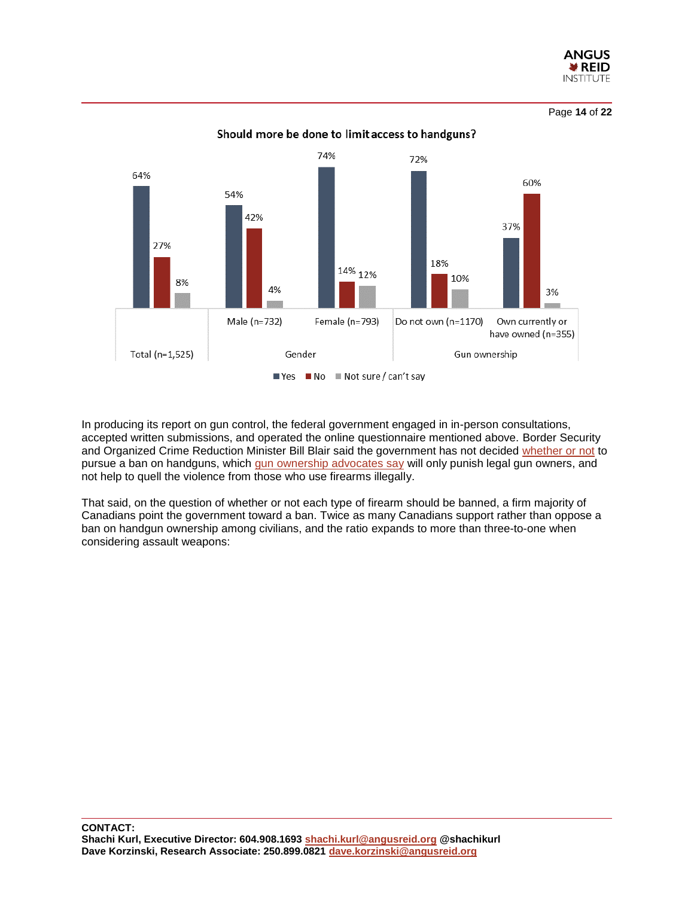**Should more be done to limit access to handguns?**

| | Total (n=1,525) | Male (n=732) | Female (n=793) | Do not own (n=1170) | Own currently or have owned (n=355) |
|---|---|---|---|---|---|
| | | Gender | | Gun ownership | |
| Yes | 64% | 54% | 74% | 72% | 37% |
| No | 27% | 42% | 14% | 18% | 60% |
| Not sure / can't say | 8% | 4% | 12% | 10% | 3% |

In producing its report on gun control, the federal government engaged in in-person consultations, accepted written submissions, and operated the online questionnaire mentioned above. Border Security and Organized Crime Reduction Minister Bill Blair said the government has not decided whether or not to pursue a ban on handguns, which gun ownership advocates say will only punish legal gun owners, and not help to quell the violence from those who use firearms illegally.

That said, on the question of whether or not each type of firearm should be banned, a firm majority of Canadians point the government toward a ban. Twice as many Canadians support rather than oppose a ban on handgun ownership among civilians, and the ratio expands to more than three-to-one when considering assault weapons:

**CONTACT:**
**Shachi Kurl, Executive Director: 604.908.1693 shachi.kurl@angusreid.org @shachikurl**
**Dave Korzinski, Research Associate: 250.899.0821 dave.korzinski@angusreid.org**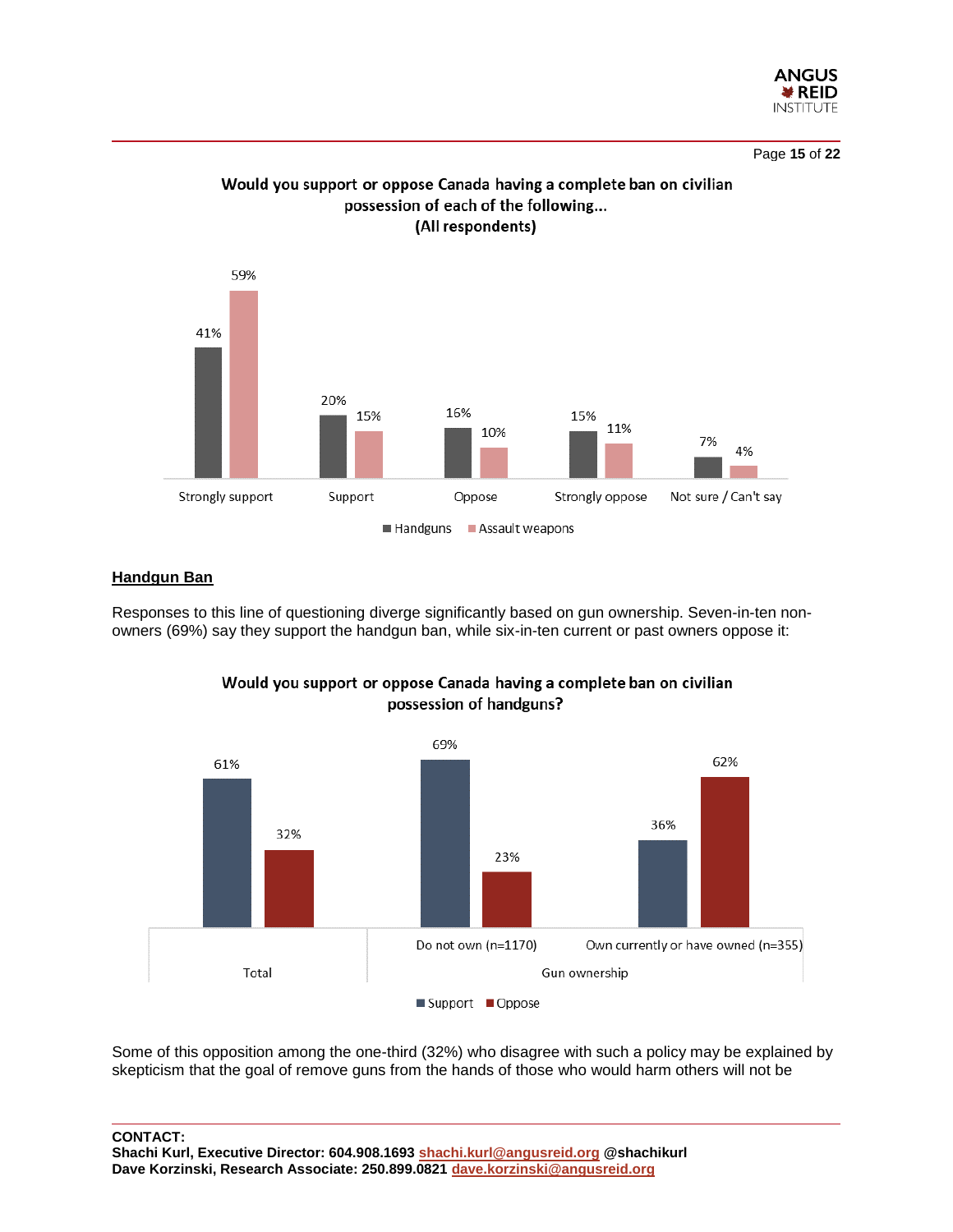**Would you support or oppose Canada having a complete ban on civilian possession of each of the following...**
**(All respondents)**

| | Handguns | Assault weapons |
|---|---|---|
| Strongly support | 41% | 59% |
| Support | 20% | 15% |
| Oppose | 16% | 10% |
| Strongly oppose | 15% | 11% |
| Not sure / Can't say | 7% | 4% |

## Handgun Ban

Responses to this line of questioning diverge significantly based on gun ownership. Seven-in-ten non-owners (69%) say they support the handgun ban, while six-in-ten current or past owners oppose it:

**Would you support or oppose Canada having a complete ban on civilian possession of handguns?**

| | Total | Gun ownership: Do not own (n=1170) | Gun ownership: Own currently or have owned (n=355) |
|---|---|---|---|
| Support | 61% | 69% | 36% |
| Oppose | 32% | 23% | 62% |

Some of this opposition among the one-third (32%) who disagree with such a policy may be explained by skepticism that the goal of remove guns from the hands of those who would harm others will not be

**CONTACT:**
**Shachi Kurl, Executive Director: 604.908.1693 shachi.kurl@angusreid.org @shachikurl**
**Dave Korzinski, Research Associate: 250.899.0821 dave.korzinski@angusreid.org**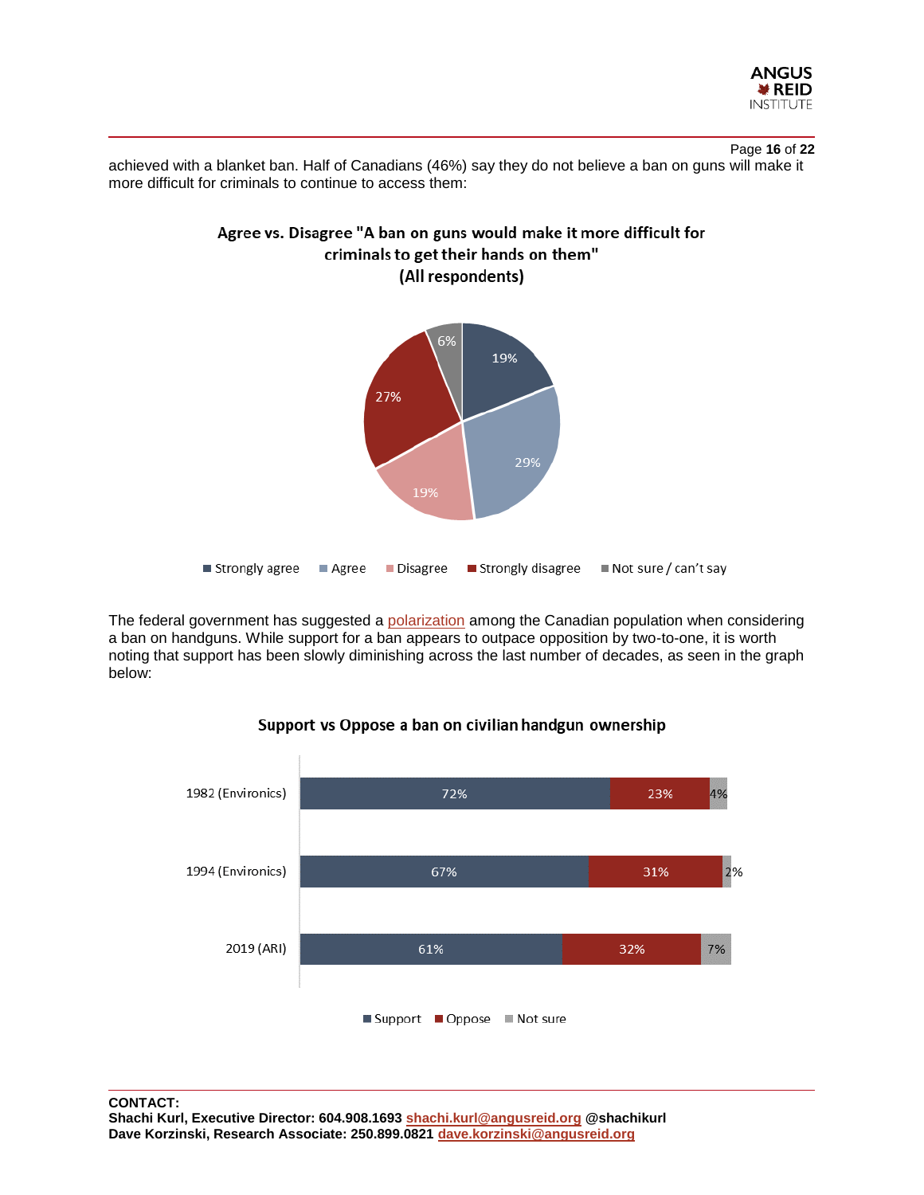achieved with a blanket ban. Half of Canadians (46%) say they do not believe a ban on guns will make it more difficult for criminals to continue to access them:

**Agree vs. Disagree "A ban on guns would make it more difficult for criminals to get their hands on them" (All respondents)**

| Response | % |
|---|---|
| Strongly agree | 19% |
| Agree | 29% |
| Disagree | 19% |
| Strongly disagree | 27% |
| Not sure / can't say | 6% |

The federal government has suggested a polarization among the Canadian population when considering a ban on handguns. While support for a ban appears to outpace opposition by two-to-one, it is worth noting that support has been slowly diminishing across the last number of decades, as seen in the graph below:

**Support vs Oppose a ban on civilian handgun ownership**

| | Support | Oppose | Not sure |
|---|---|---|---|
| 1982 (Environics) | 72% | 23% | 4% |
| 1994 (Environics) | 67% | 31% | 2% |
| 2019 (ARI) | 61% | 32% | 7% |

**CONTACT:**
**Shachi Kurl, Executive Director: 604.908.1693 shachi.kurl@angusreid.org @shachikurl**
**Dave Korzinski, Research Associate: 250.899.0821 dave.korzinski@angusreid.org**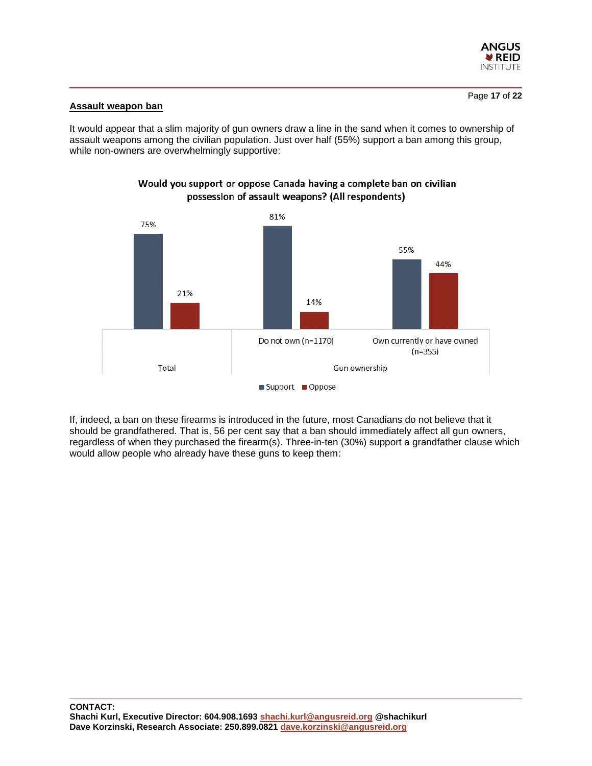## Assault weapon ban

It would appear that a slim majority of gun owners draw a line in the sand when it comes to ownership of assault weapons among the civilian population. Just over half (55%) support a ban among this group, while non-owners are overwhelmingly supportive:

**Would you support or oppose Canada having a complete ban on civilian possession of assault weapons? (All respondents)**

| | Total | Gun ownership: Do not own (n=1170) | Gun ownership: Own currently or have owned (n=355) |
|---|---|---|---|
| Support | 75% | 81% | 55% |
| Oppose | 21% | 14% | 44% |

If, indeed, a ban on these firearms is introduced in the future, most Canadians do not believe that it should be grandfathered. That is, 56 per cent say that a ban should immediately affect all gun owners, regardless of when they purchased the firearm(s). Three-in-ten (30%) support a grandfather clause which would allow people who already have these guns to keep them: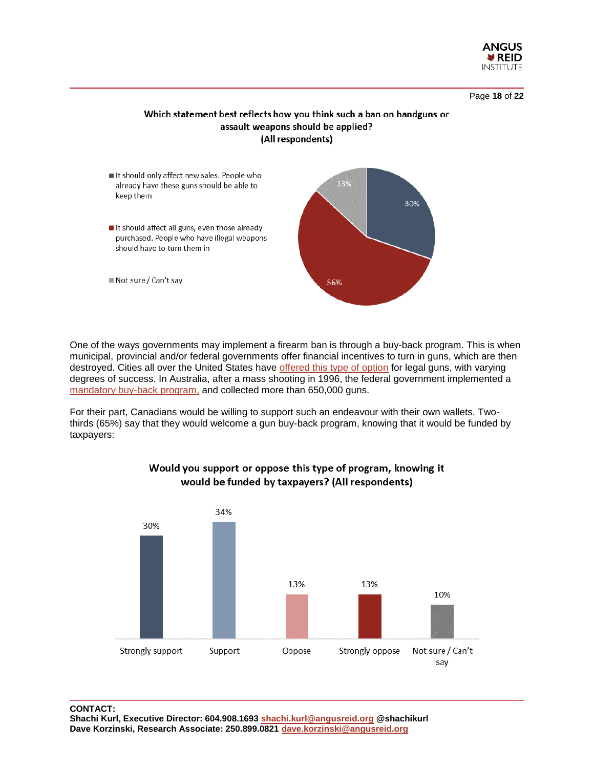**Which statement best reflects how you think such a ban on handguns or assault weapons should be applied? (All respondents)**

| Response | % |
|---|---|
| It should only affect new sales. People who already have these guns should be able to keep them | 30% |
| It should affect all guns, even those already purchased. People who have illegal weapons should have to turn them in | 56% |
| Not sure / Can't say | 13% |

One of the ways governments may implement a firearm ban is through a buy-back program. This is when municipal, provincial and/or federal governments offer financial incentives to turn in guns, which are then destroyed. Cities all over the United States have offered this type of option for legal guns, with varying degrees of success. In Australia, after a mass shooting in 1996, the federal government implemented a mandatory buy-back program, and collected more than 650,000 guns.

For their part, Canadians would be willing to support such an endeavour with their own wallets. Two-thirds (65%) say that they would welcome a gun buy-back program, knowing that it would be funded by taxpayers:

**Would you support or oppose this type of program, knowing it would be funded by taxpayers? (All respondents)**

| Strongly support | Support | Oppose | Strongly oppose | Not sure / Can't say |
|---|---|---|---|---|
| 30% | 34% | 13% | 13% | 10% |

**CONTACT:**
**Shachi Kurl, Executive Director: 604.908.1693 shachi.kurl@angusreid.org @shachikurl**
**Dave Korzinski, Research Associate: 250.899.0821 dave.korzinski@angusreid.org**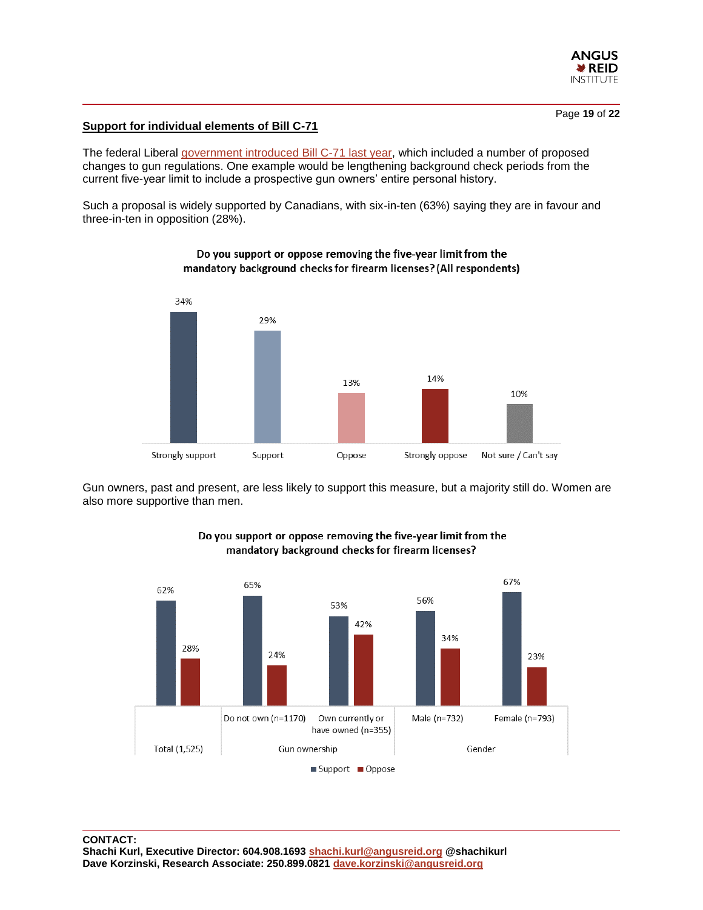## Support for individual elements of Bill C-71

The federal Liberal government introduced Bill C-71 last year, which included a number of proposed changes to gun regulations. One example would be lengthening background check periods from the current five-year limit to include a prospective gun owners' entire personal history.

Such a proposal is widely supported by Canadians, with six-in-ten (63%) saying they are in favour and three-in-ten in opposition (28%).

**Do you support or oppose removing the five-year limit from the mandatory background checks for firearm licenses? (All respondents)**

| Strongly support | Support | Oppose | Strongly oppose | Not sure / Can't say |
|---|---|---|---|---|
| 34% | 29% | 13% | 14% | 10% |

Gun owners, past and present, are less likely to support this measure, but a majority still do. Women are also more supportive than men.

**Do you support or oppose removing the five-year limit from the mandatory background checks for firearm licenses?**

| | Total (1,525) | Gun ownership | | Gender | |
|---|---|---|---|---|---|
| | | Do not own (n=1170) | Own currently or have owned (n=355) | Male (n=732) | Female (n=793) |
| Support | 62% | 65% | 53% | 56% | 67% |
| Oppose | 28% | 24% | 42% | 34% | 23% |

**CONTACT:**
**Shachi Kurl, Executive Director: 604.908.1693 shachi.kurl@angusreid.org @shachikurl**
**Dave Korzinski, Research Associate: 250.899.0821 dave.korzinski@angusreid.org**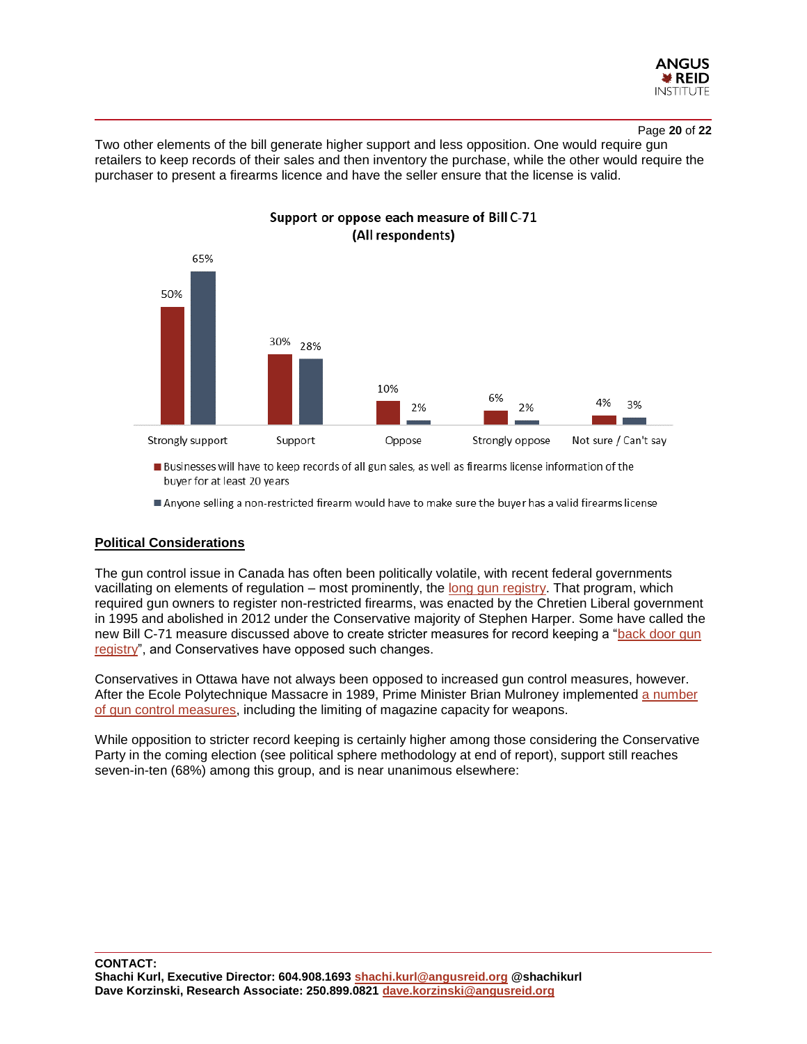Two other elements of the bill generate higher support and less opposition. One would require gun retailers to keep records of their sales and then inventory the purchase, while the other would require the purchaser to present a firearms licence and have the seller ensure that the license is valid.

**Support or oppose each measure of Bill C-71 (All respondents)**

| | Strongly support | Support | Oppose | Strongly oppose | Not sure / Can't say |
|---|---|---|---|---|---|
| Businesses will have to keep records of all gun sales, as well as firearms license information of the buyer for at least 20 years | 50% | 30% | 10% | 6% | 4% |
| Anyone selling a non-restricted firearm would have to make sure the buyer has a valid firearms license | 65% | 28% | 2% | 2% | 3% |

## Political Considerations

The gun control issue in Canada has often been politically volatile, with recent federal governments vacillating on elements of regulation – most prominently, the long gun registry. That program, which required gun owners to register non-restricted firearms, was enacted by the Chretien Liberal government in 1995 and abolished in 2012 under the Conservative majority of Stephen Harper. Some have called the new Bill C-71 measure discussed above to create stricter measures for record keeping a "back door gun registry", and Conservatives have opposed such changes.

Conservatives in Ottawa have not always been opposed to increased gun control measures, however. After the Ecole Polytechnique Massacre in 1989, Prime Minister Brian Mulroney implemented a number of gun control measures, including the limiting of magazine capacity for weapons.

While opposition to stricter record keeping is certainly higher among those considering the Conservative Party in the coming election (see political sphere methodology at end of report), support still reaches seven-in-ten (68%) among this group, and is near unanimous elsewhere:

**CONTACT:**
**Shachi Kurl, Executive Director: 604.908.1693 shachi.kurl@angusreid.org @shachikurl**
**Dave Korzinski, Research Associate: 250.899.0821 dave.korzinski@angusreid.org**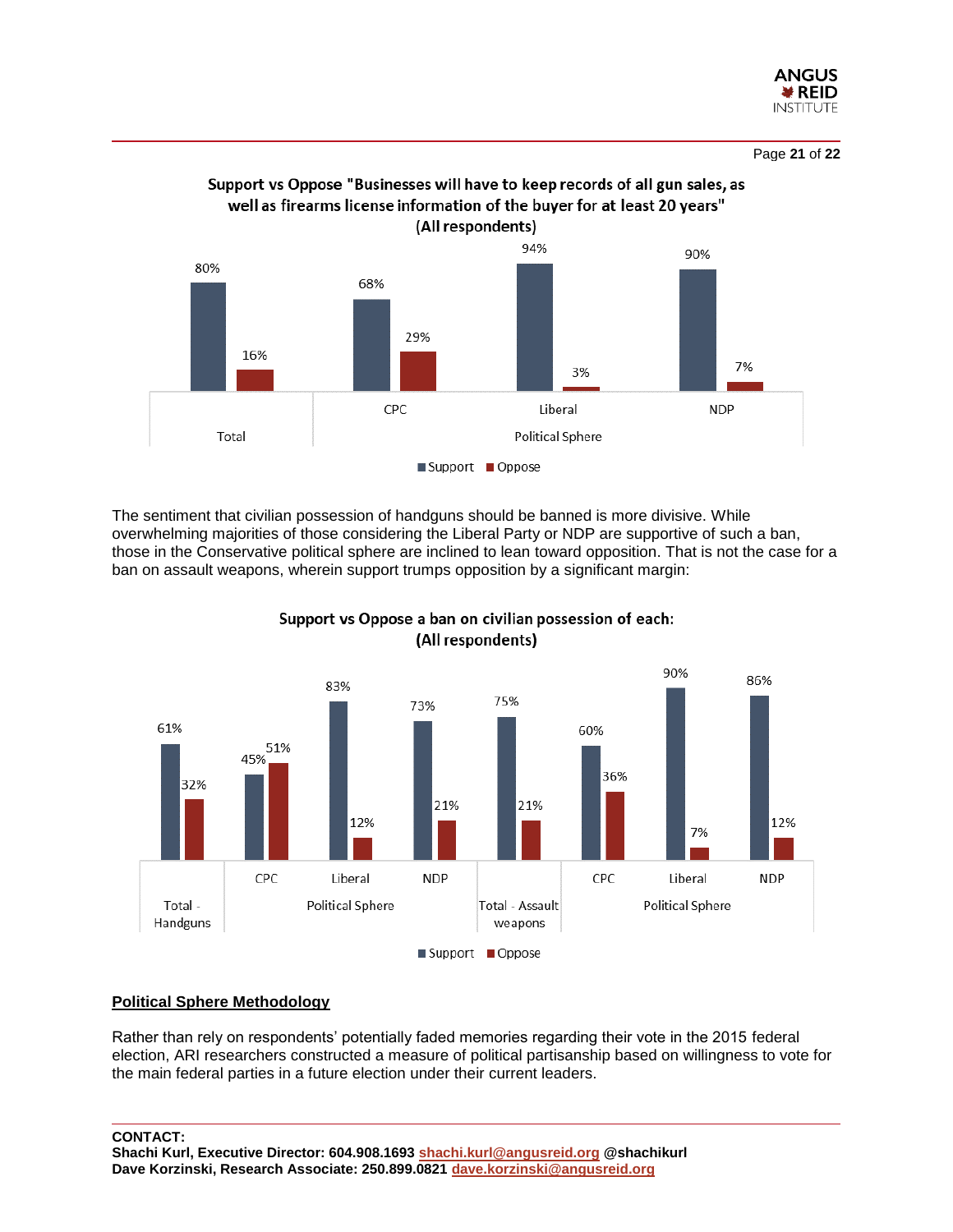**Support vs Oppose "Businesses will have to keep records of all gun sales, as well as firearms license information of the buyer for at least 20 years" (All respondents)**

| | Total | CPC | Liberal | NDP |
|---|---|---|---|---|
| Support | 80% | 68% | 94% | 90% |
| Oppose | 16% | 29% | 3% | 7% |

The sentiment that civilian possession of handguns should be banned is more divisive. While overwhelming majorities of those considering the Liberal Party or NDP are supportive of such a ban, those in the Conservative political sphere are inclined to lean toward opposition. That is not the case for a ban on assault weapons, wherein support trumps opposition by a significant margin:

**Support vs Oppose a ban on civilian possession of each: (All respondents)**

| | Total - Handguns | CPC | Liberal | NDP | Total - Assault weapons | CPC | Liberal | NDP |
|---|---|---|---|---|---|---|---|---|
| Support | 61% | 45% | 83% | 73% | 75% | 60% | 90% | 86% |
| Oppose | 32% | 51% | 12% | 21% | 21% | 36% | 7% | 12% |

## Political Sphere Methodology

Rather than rely on respondents' potentially faded memories regarding their vote in the 2015 federal election, ARI researchers constructed a measure of political partisanship based on willingness to vote for the main federal parties in a future election under their current leaders.

**CONTACT:**
**Shachi Kurl, Executive Director: 604.908.1693 shachi.kurl@angusreid.org @shachikurl**
**Dave Korzinski, Research Associate: 250.899.0821 dave.korzinski@angusreid.org**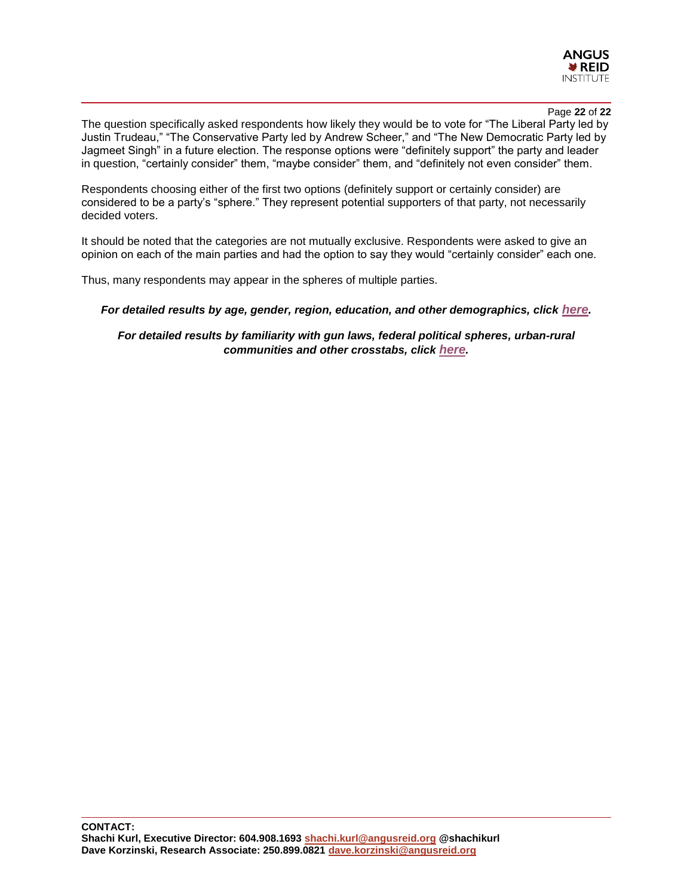The question specifically asked respondents how likely they would be to vote for "The Liberal Party led by Justin Trudeau," "The Conservative Party led by Andrew Scheer," and "The New Democratic Party led by Jagmeet Singh" in a future election. The response options were "definitely support" the party and leader in question, "certainly consider" them, "maybe consider" them, and "definitely not even consider" them.

Respondents choosing either of the first two options (definitely support or certainly consider) are considered to be a party's "sphere." They represent potential supporters of that party, not necessarily decided voters.

It should be noted that the categories are not mutually exclusive. Respondents were asked to give an opinion on each of the main parties and had the option to say they would "certainly consider" each one.

Thus, many respondents may appear in the spheres of multiple parties.

***For detailed results by age, gender, region, education, and other demographics, click here.***

***For detailed results by familiarity with gun laws, federal political spheres, urban-rural communities and other crosstabs, click here.***

**CONTACT:**
**Shachi Kurl, Executive Director: 604.908.1693 shachi.kurl@angusreid.org @shachikurl**
**Dave Korzinski, Research Associate: 250.899.0821 dave.korzinski@angusreid.org**